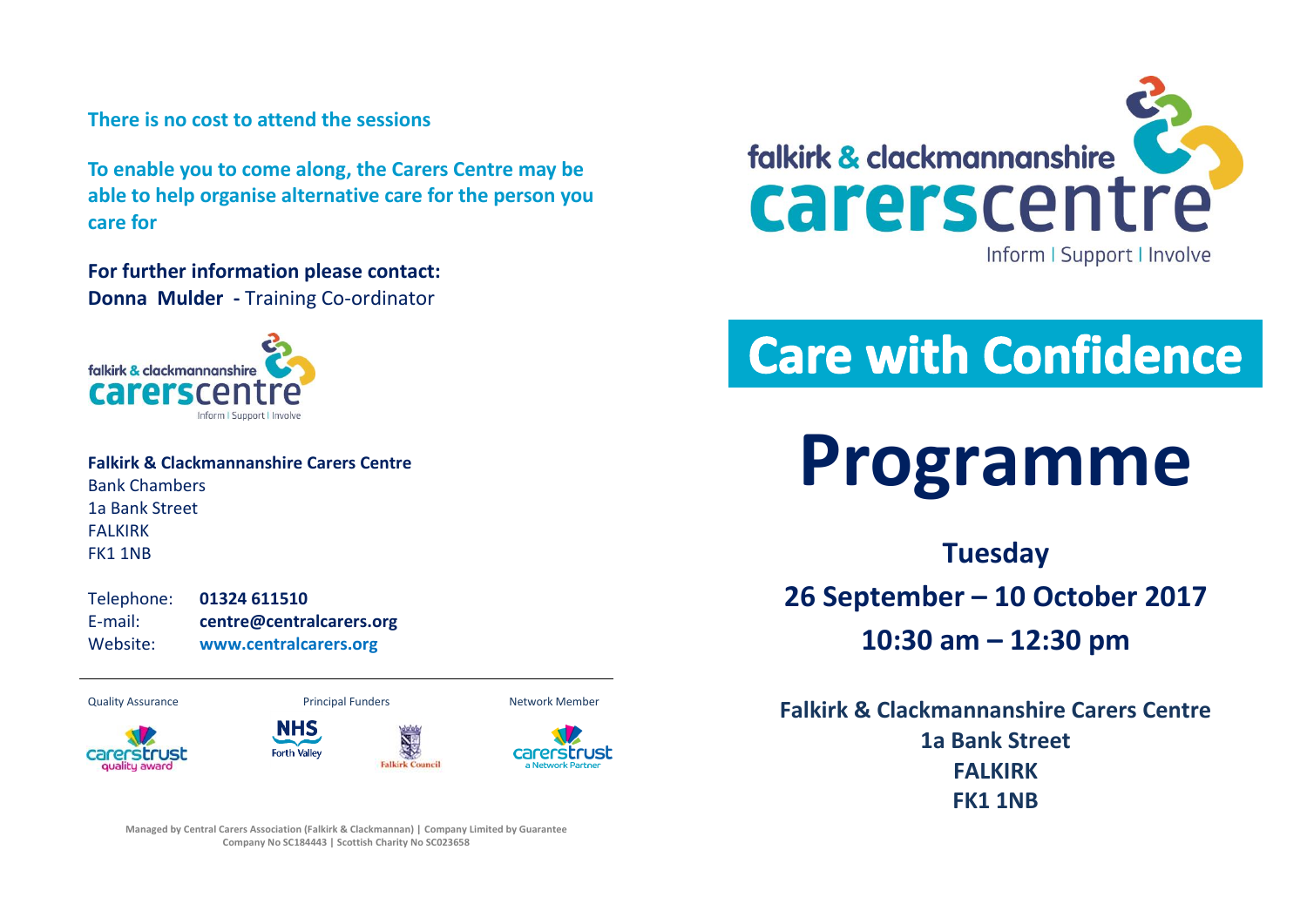**There is no cost to attend the sessions**

**To enable you to come along, the Carers Centre may be able to help organise alternative care for the person you care for**

**For further information please contact:**
**Donna Mulder -** Training Co-ordinator

falkirk & clackmannanshire carerscentre
Inform | Support | Involve

**Falkirk & Clackmannanshire Carers Centre**
Bank Chambers
1a Bank Street
FALKIRK
FK1 1NB

Telephone: **01324 611510**
E-mail: **centre@centralcarers.org**
Website: **www.centralcarers.org**

Quality Assurance — carerstrust quality award
Principal Funders — NHS Forth Valley, Falkirk Council
Network Member — carerstrust a Network Partner

Managed by Central Carers Association (Falkirk & Clackmannan) | Company Limited by Guarantee
Company No SC184443 | Scottish Charity No SC023658

falkirk & clackmannanshire carerscentre
Inform | Support | Involve

# Care with Confidence

# Programme

**Tuesday**

**26 September – 10 October 2017**

**10:30 am – 12:30 pm**

**Falkirk & Clackmannanshire Carers Centre**
**1a Bank Street**
**FALKIRK**
**FK1 1NB**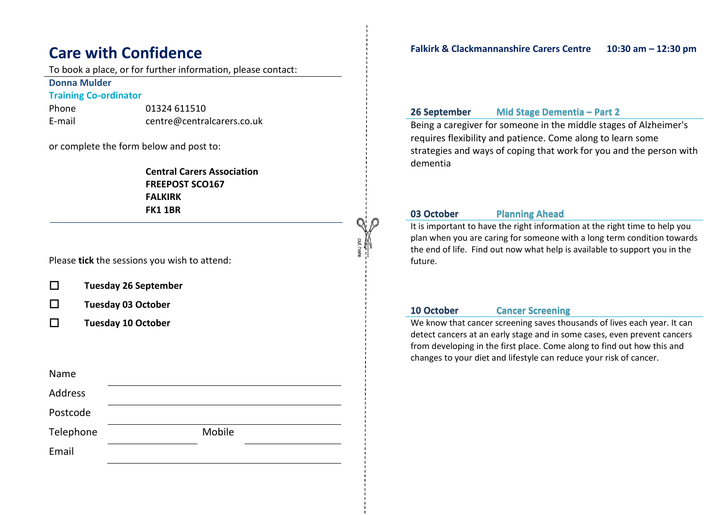# Care with Confidence

To book a place, or for further information, please contact:

**Donna Mulder**
**Training Co-ordinator**

Phone 01324 611510
E-mail centre@centralcarers.co.uk

or complete the form below and post to:

**Central Carers Association**
**FREEPOST SCO167**
**FALKIRK**
**FK1 1BR**

cut here

Please **tick** the sessions you wish to attend:

- ☐ **Tuesday 26 September**
- ☐ **Tuesday 03 October**
- ☐ **Tuesday 10 October**

Name ______________________

Address ______________________

Postcode ______________________

Telephone ____________ Mobile ____________

Email ______________________

**Falkirk & Clackmannanshire Carers Centre 10:30 am – 12:30 pm**

### 26 September Mid Stage Dementia – Part 2

Being a caregiver for someone in the middle stages of Alzheimer's requires flexibility and patience. Come along to learn some strategies and ways of coping that work for you and the person with dementia

### 03 October Planning Ahead

It is important to have the right information at the right time to help you plan when you are caring for someone with a long term condition towards the end of life. Find out now what help is available to support you in the future.

### 10 October Cancer Screening

We know that cancer screening saves thousands of lives each year. It can detect cancers at an early stage and in some cases, even prevent cancers from developing in the first place. Come along to find out how this and changes to your diet and lifestyle can reduce your risk of cancer.